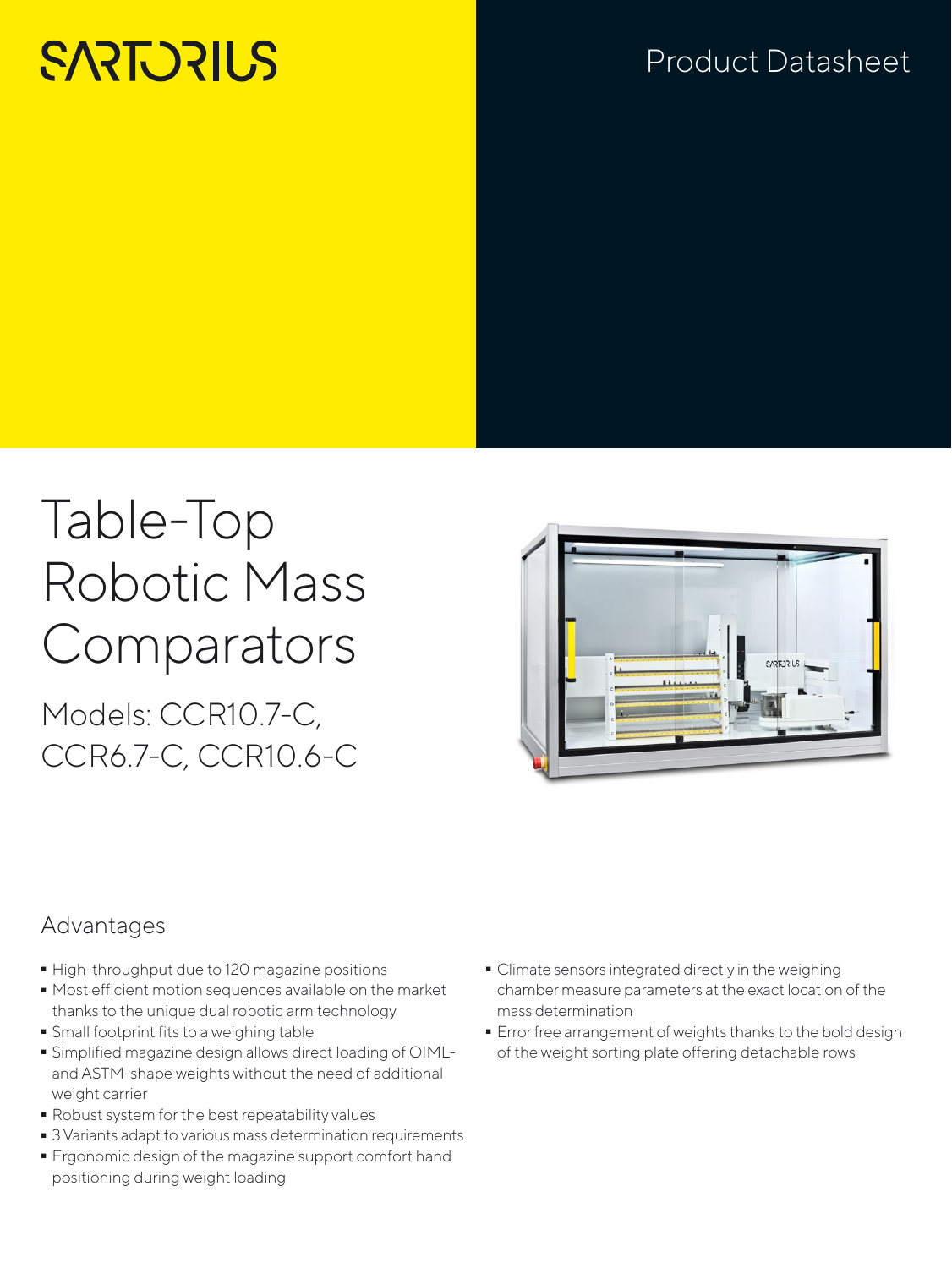SARTORIUS

Product Datasheet

# Table-Top Robotic Mass Comparators

## Models: CCR10.7-C, CCR6.7-C, CCR10.6-C

### Advantages

- High-throughput due to 120 magazine positions
- Most efficient motion sequences available on the market thanks to the unique dual robotic arm technology
- Small footprint fits to a weighing table
- Simplified magazine design allows direct loading of OIML- and ASTM-shape weights without the need of additional weight carrier
- Robust system for the best repeatability values
- 3 Variants adapt to various mass determination requirements
- Ergonomic design of the magazine support comfort hand positioning during weight loading
- Climate sensors integrated directly in the weighing chamber measure parameters at the exact location of the mass determination
- Error free arrangement of weights thanks to the bold design of the weight sorting plate offering detachable rows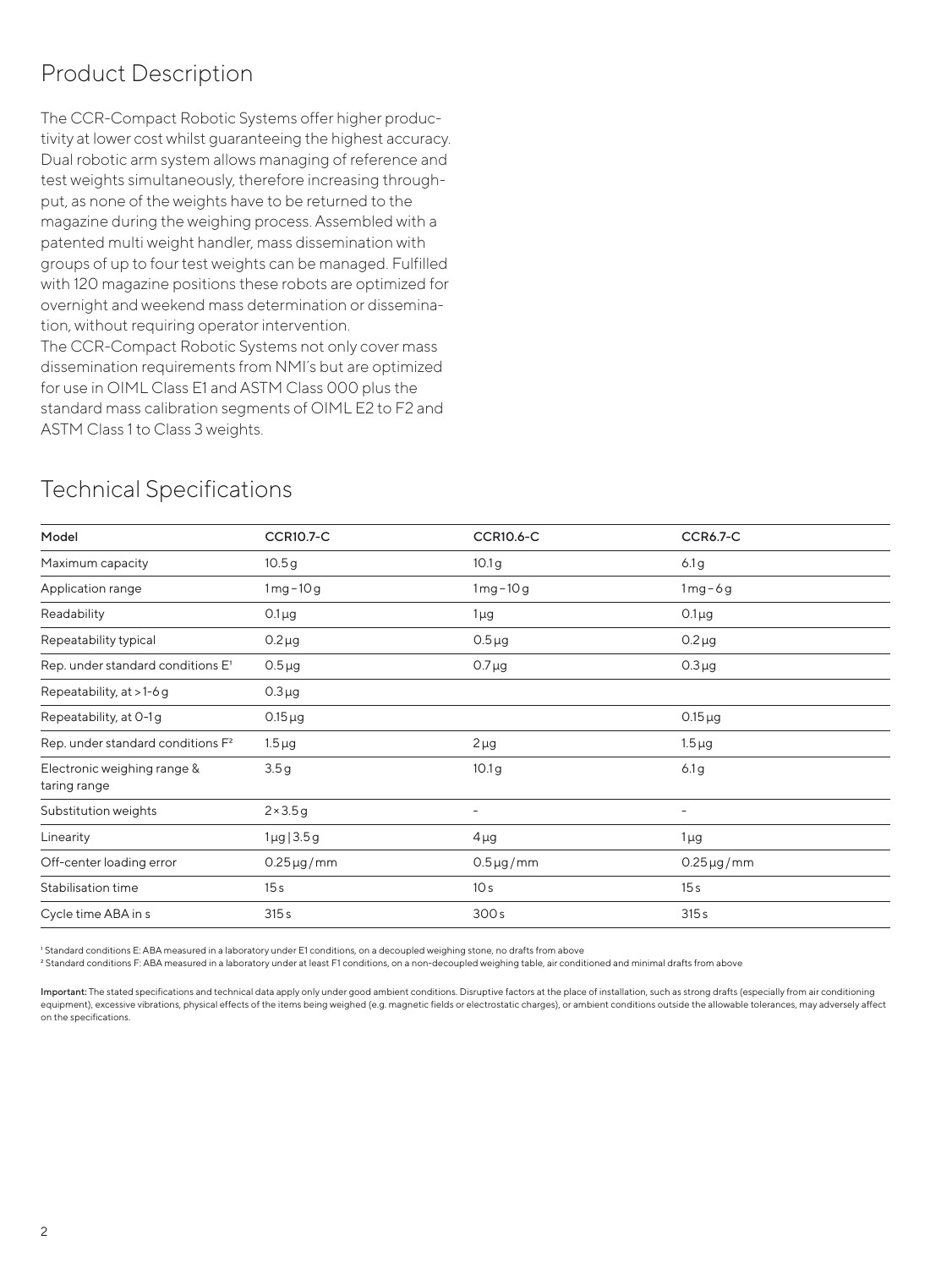## Product Description

The CCR-Compact Robotic Systems offer higher productivity at lower cost whilst guaranteeing the highest accuracy. Dual robotic arm system allows managing of reference and test weights simultaneously, therefore increasing throughput, as none of the weights have to be returned to the magazine during the weighing process. Assembled with a patented multi weight handler, mass dissemination with groups of up to four test weights can be managed. Fulfilled with 120 magazine positions these robots are optimized for overnight and weekend mass determination or dissemination, without requiring operator intervention.
The CCR-Compact Robotic Systems not only cover mass dissemination requirements from NMI´s but are optimized for use in OIML Class E1 and ASTM Class 000 plus the standard mass calibration segments of OIML E2 to F2 and ASTM Class 1 to Class 3 weights.

## Technical Specifications

| Model | CCR10.7-C | CCR10.6-C | CCR6.7-C |
|---|---|---|---|
| Maximum capacity | 10.5 g | 10.1 g | 6.1 g |
| Application range | 1 mg – 10 g | 1 mg – 10 g | 1 mg – 6 g |
| Readability | 0.1 µg | 1 µg | 0.1 µg |
| Repeatability typical | 0.2 µg | 0.5 µg | 0.2 µg |
| Rep. under standard conditions E[1] | 0.5 µg | 0.7 µg | 0.3 µg |
| Repeatability, at > 1-6 g | 0.3 µg | | |
| Repeatability, at 0-1 g | 0.15 µg | | 0.15 µg |
| Rep. under standard conditions F[2] | 1.5 µg | 2 µg | 1.5 µg |
| Electronic weighing range & taring range | 3.5 g | 10.1 g | 6.1 g |
| Substitution weights | 2 × 3.5 g | – | – |
| Linearity | 1 µg \| 3.5 g | 4 µg | 1 µg |
| Off-center loading error | 0.25 µg / mm | 0.5 µg / mm | 0.25 µg / mm |
| Stabilisation time | 15 s | 10 s | 15 s |
| Cycle time ABA in s | 315 s | 300 s | 315 s |

[1] Standard conditions E: ABA measured in a laboratory under E1 conditions, on a decoupled weighing stone, no drafts from above
[2] Standard conditions F: ABA measured in a laboratory under at least F1 conditions, on a non-decoupled weighing table, air conditioned and minimal drafts from above

**Important:** The stated specifications and technical data apply only under good ambient conditions. Disruptive factors at the place of installation, such as strong drafts (especially from air conditioning equipment), excessive vibrations, physical effects of the items being weighed (e.g. magnetic fields or electrostatic charges), or ambient conditions outside the allowable tolerances, may adversely affect on the specifications.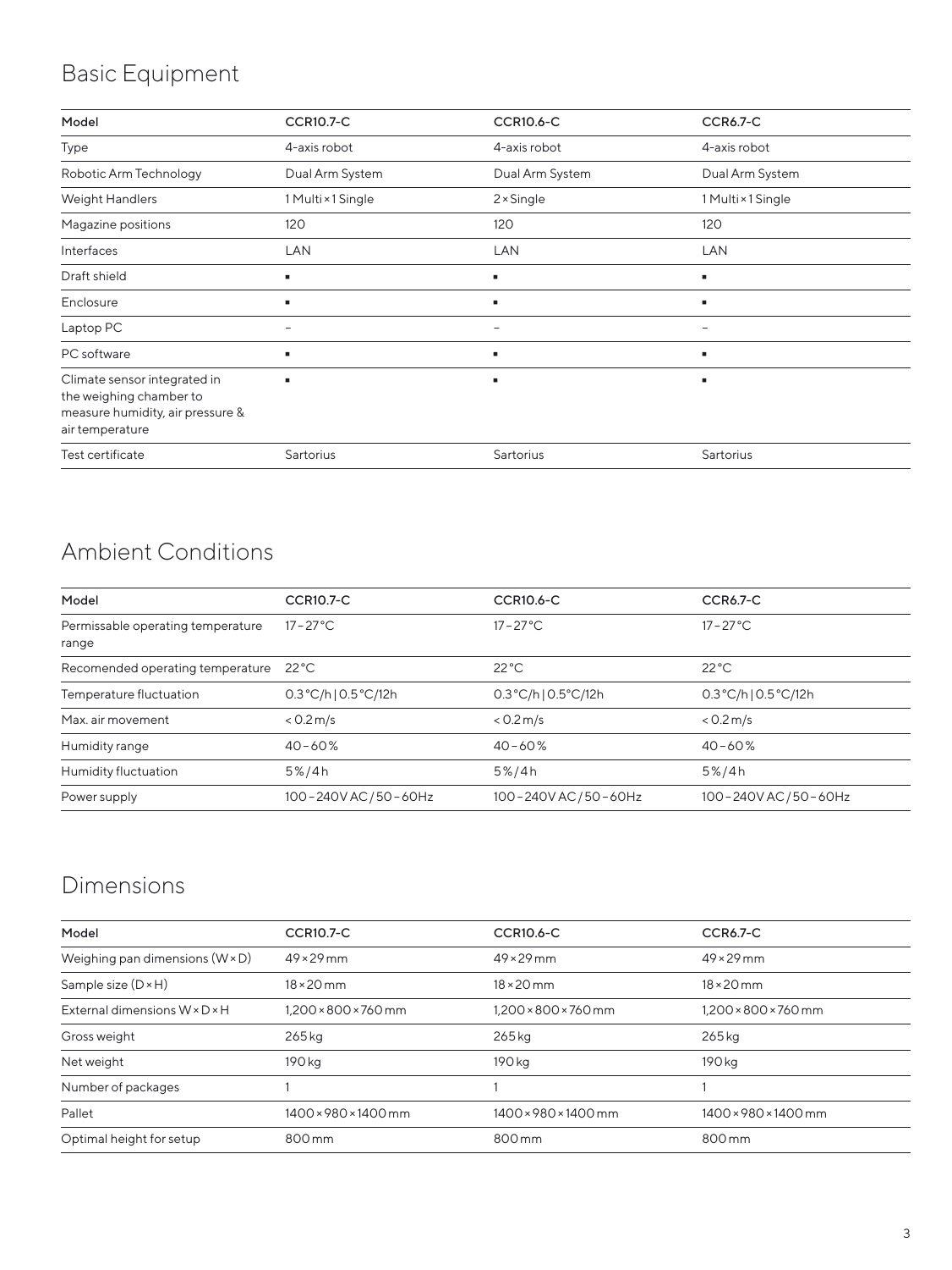## Basic Equipment

| Model | CCR10.7-C | CCR10.6-C | CCR6.7-C |
|---|---|---|---|
| Type | 4-axis robot | 4-axis robot | 4-axis robot |
| Robotic Arm Technology | Dual Arm System | Dual Arm System | Dual Arm System |
| Weight Handlers | 1 Multi × 1 Single | 2 × Single | 1 Multi × 1 Single |
| Magazine positions | 120 | 120 | 120 |
| Interfaces | LAN | LAN | LAN |
| Draft shield | ▪ | ▪ | ▪ |
| Enclosure | ▪ | ▪ | ▪ |
| Laptop PC | – | – | – |
| PC software | ▪ | ▪ | ▪ |
| Climate sensor integrated in the weighing chamber to measure humidity, air pressure & air temperature | ▪ | ▪ | ▪ |
| Test certificate | Sartorius | Sartorius | Sartorius |

## Ambient Conditions

| Model | CCR10.7-C | CCR10.6-C | CCR6.7-C |
|---|---|---|---|
| Permissable operating temperature range | 17 – 27 °C | 17 – 27 °C | 17 – 27 °C |
| Recomended operating temperature | 22 °C | 22 °C | 22 °C |
| Temperature fluctuation | 0.3 °C/h \| 0.5 °C/12h | 0.3 °C/h \| 0.5°C/12h | 0.3 °C/h \| 0.5 °C/12h |
| Max. air movement | < 0.2 m/s | < 0.2 m/s | < 0.2 m/s |
| Humidity range | 40 – 60 % | 40 – 60 % | 40 – 60 % |
| Humidity fluctuation | 5 % / 4 h | 5 % / 4 h | 5 % / 4 h |
| Power supply | 100 – 240V AC / 50 – 60Hz | 100 – 240V AC / 50 – 60Hz | 100 – 240V AC / 50 – 60Hz |

## Dimensions

| Model | CCR10.7-C | CCR10.6-C | CCR6.7-C |
|---|---|---|---|
| Weighing pan dimensions (W × D) | 49 × 29 mm | 49 × 29 mm | 49 × 29 mm |
| Sample size (D × H) | 18 × 20 mm | 18 × 20 mm | 18 × 20 mm |
| External dimensions W × D × H | 1,200 × 800 × 760 mm | 1,200 × 800 × 760 mm | 1,200 × 800 × 760 mm |
| Gross weight | 265 kg | 265 kg | 265 kg |
| Net weight | 190 kg | 190 kg | 190 kg |
| Number of packages | 1 | 1 | 1 |
| Pallet | 1400 × 980 × 1400 mm | 1400 × 980 × 1400 mm | 1400 × 980 × 1400 mm |
| Optimal height for setup | 800 mm | 800 mm | 800 mm |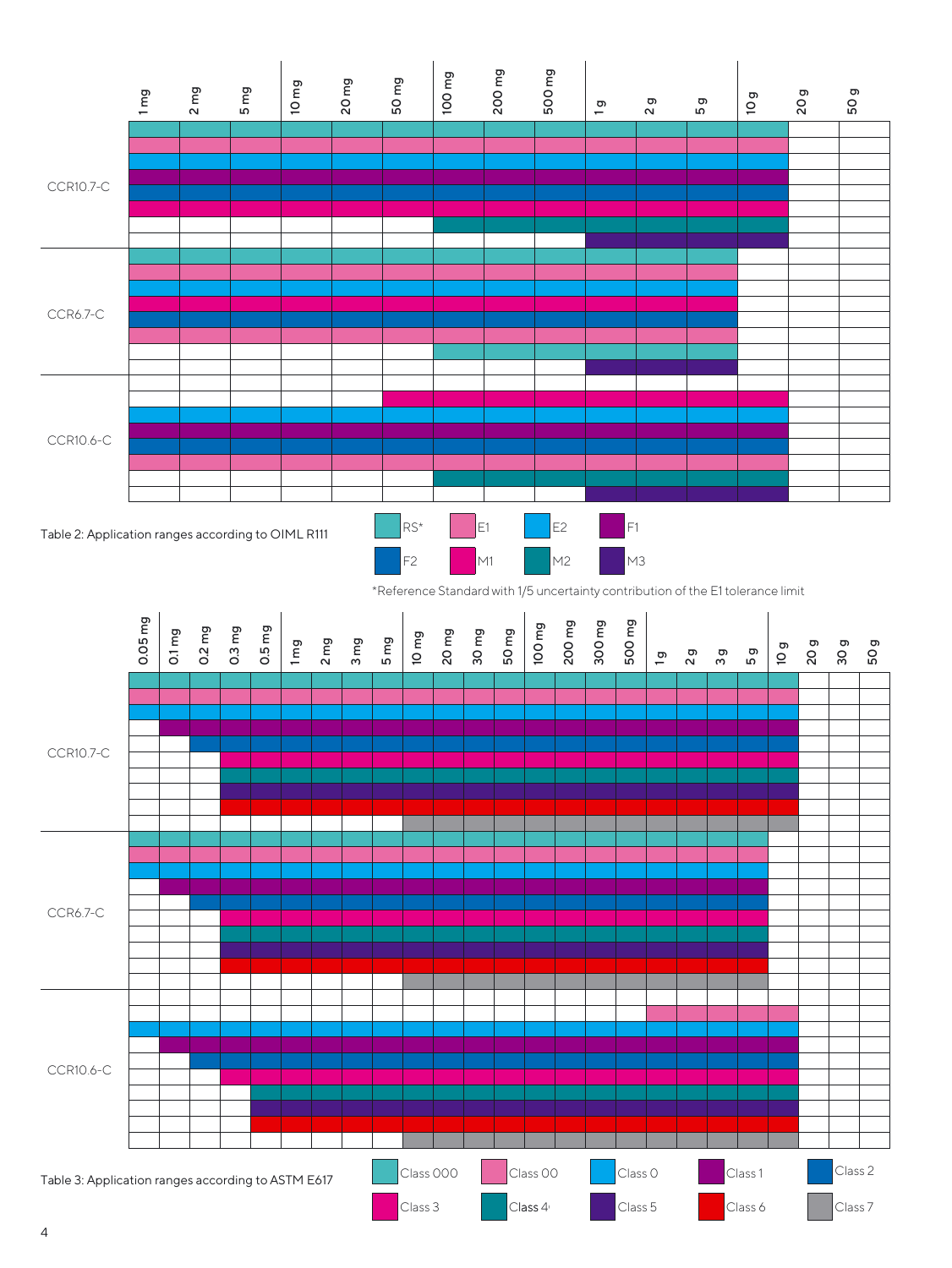| Comparator | Class | Application range |
|---|---|---|
| CCR10.7-C | RS* | 1 mg – 10 g |
| | E1 | 1 mg – 10 g |
| | E2 | 1 mg – 10 g |
| | F1 | 1 mg – 10 g |
| | F2 | 1 mg – 10 g |
| | M1 | 1 mg – 10 g |
| | M2 | 100 mg – 10 g |
| | M3 | 1 g – 10 g |
| CCR6.7-C | RS* | 1 mg – 5 g |
| | E1 | 1 mg – 5 g |
| | E2 | 1 mg – 5 g |
| | F1 | 1 mg – 5 g |
| | F2 | 1 mg – 5 g |
| | M1 | 1 mg – 5 g |
| | M2 | 100 mg – 5 g |
| | M3 | 1 g – 5 g |
| CCR10.6-C | RS* | – |
| | E1 | 50 mg – 10 g |
| | E2 | 1 mg – 10 g |
| | F1 | 1 mg – 10 g |
| | F2 | 1 mg – 10 g |
| | M1 | 1 mg – 10 g |
| | M2 | 100 mg – 10 g |
| | M3 | 1 g – 10 g |

Table 2: Application ranges according to OIML R111

*Reference Standard with 1/5 uncertainty contribution of the E1 tolerance limit

| Comparator | Class | Application range |
|---|---|---|
| CCR10.7-C | Class 000 | 0.05 mg – 10 g |
| | Class 00 | 0.05 mg – 10 g |
| | Class 0 | 0.05 mg – 10 g |
| | Class 1 | 0.1 mg – 10 g |
| | Class 2 | 0.2 mg – 10 g |
| | Class 3 | 0.3 mg – 10 g |
| | Class 4 | 0.3 mg – 10 g |
| | Class 5 | 0.3 mg – 10 g |
| | Class 6 | 0.3 mg – 10 g |
| | Class 7 | 10 mg – 10 g |
| CCR6.7-C | Class 000 | 0.05 mg – 5 g |
| | Class 00 | 0.05 mg – 5 g |
| | Class 0 | 0.05 mg – 5 g |
| | Class 1 | 0.1 mg – 5 g |
| | Class 2 | 0.2 mg – 5 g |
| | Class 3 | 0.3 mg – 5 g |
| | Class 4 | 0.3 mg – 5 g |
| | Class 5 | 0.3 mg – 5 g |
| | Class 6 | 0.3 mg – 5 g |
| | Class 7 | 10 mg – 5 g |
| CCR10.6-C | Class 000 | – |
| | Class 00 | 1 g – 10 g |
| | Class 0 | 0.05 mg – 10 g |
| | Class 1 | 0.1 mg – 10 g |
| | Class 2 | 0.2 mg – 10 g |
| | Class 3 | 0.3 mg – 10 g |
| | Class 4 | 0.5 mg – 10 g |
| | Class 5 | 0.5 mg – 10 g |
| | Class 6 | 0.5 mg – 10 g |
| | Class 7 | 10 mg – 10 g |

Table 3: Application ranges according to ASTM E617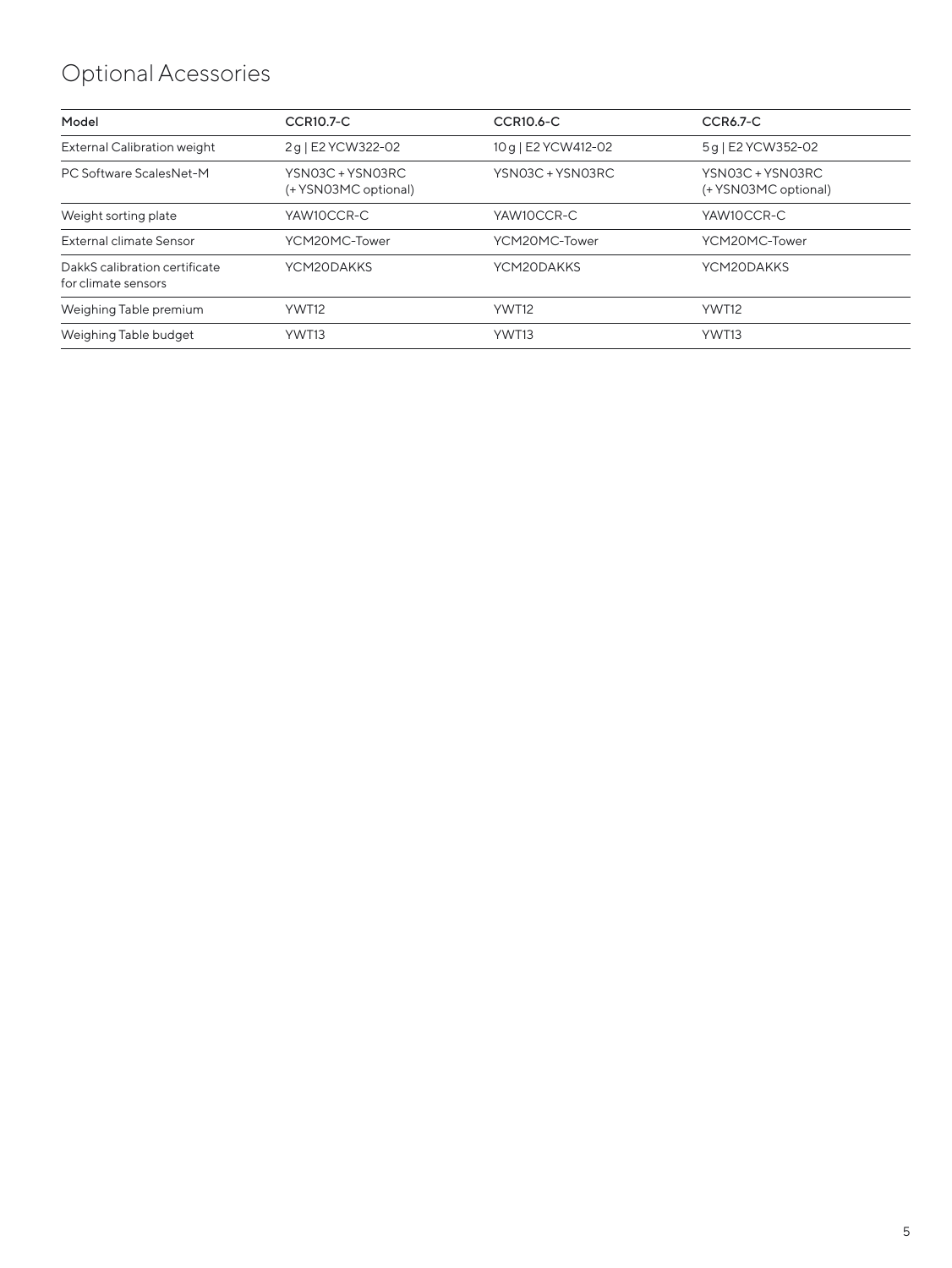# Optional Acessories

| Model | CCR10.7-C | CCR10.6-C | CCR6.7-C |
|---|---|---|---|
| External Calibration weight | 2 g \| E2 YCW322-02 | 10 g \| E2 YCW412-02 | 5 g \| E2 YCW352-02 |
| PC Software ScalesNet-M | YSN03C + YSN03RC (+ YSN03MC optional) | YSN03C + YSN03RC | YSN03C + YSN03RC (+ YSN03MC optional) |
| Weight sorting plate | YAW10CCR-C | YAW10CCR-C | YAW10CCR-C |
| External climate Sensor | YCM20MC-Tower | YCM20MC-Tower | YCM20MC-Tower |
| DakkS calibration certificate for climate sensors | YCM20DAKKS | YCM20DAKKS | YCM20DAKKS |
| Weighing Table premium | YWT12 | YWT12 | YWT12 |
| Weighing Table budget | YWT13 | YWT13 | YWT13 |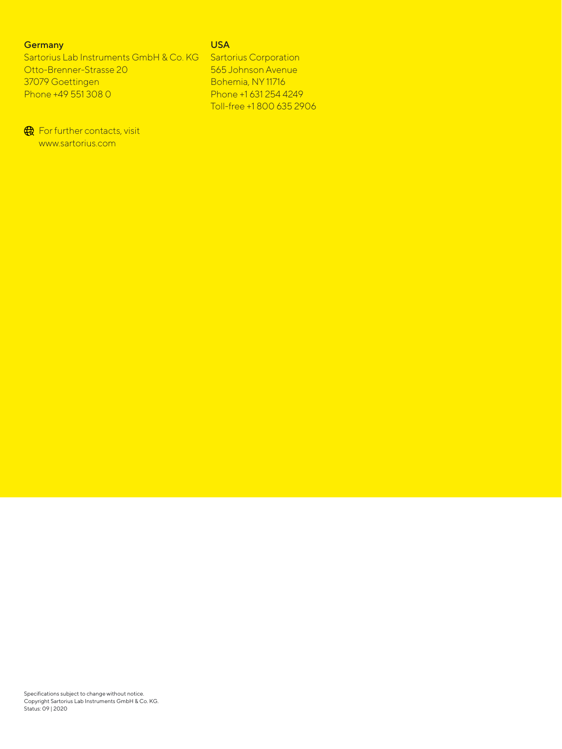**Germany**

Sartorius Lab Instruments GmbH & Co. KG
Otto-Brenner-Strasse 20
37079 Goettingen
Phone +49 551 308 0

**USA**

Sartorius Corporation
565 Johnson Avenue
Bohemia, NY 11716
Phone +1 631 254 4249
Toll-free +1 800 635 2906

For further contacts, visit
www.sartorius.com

Specifications subject to change without notice.
Copyright Sartorius Lab Instruments GmbH & Co. KG.
Status: 09 | 2020